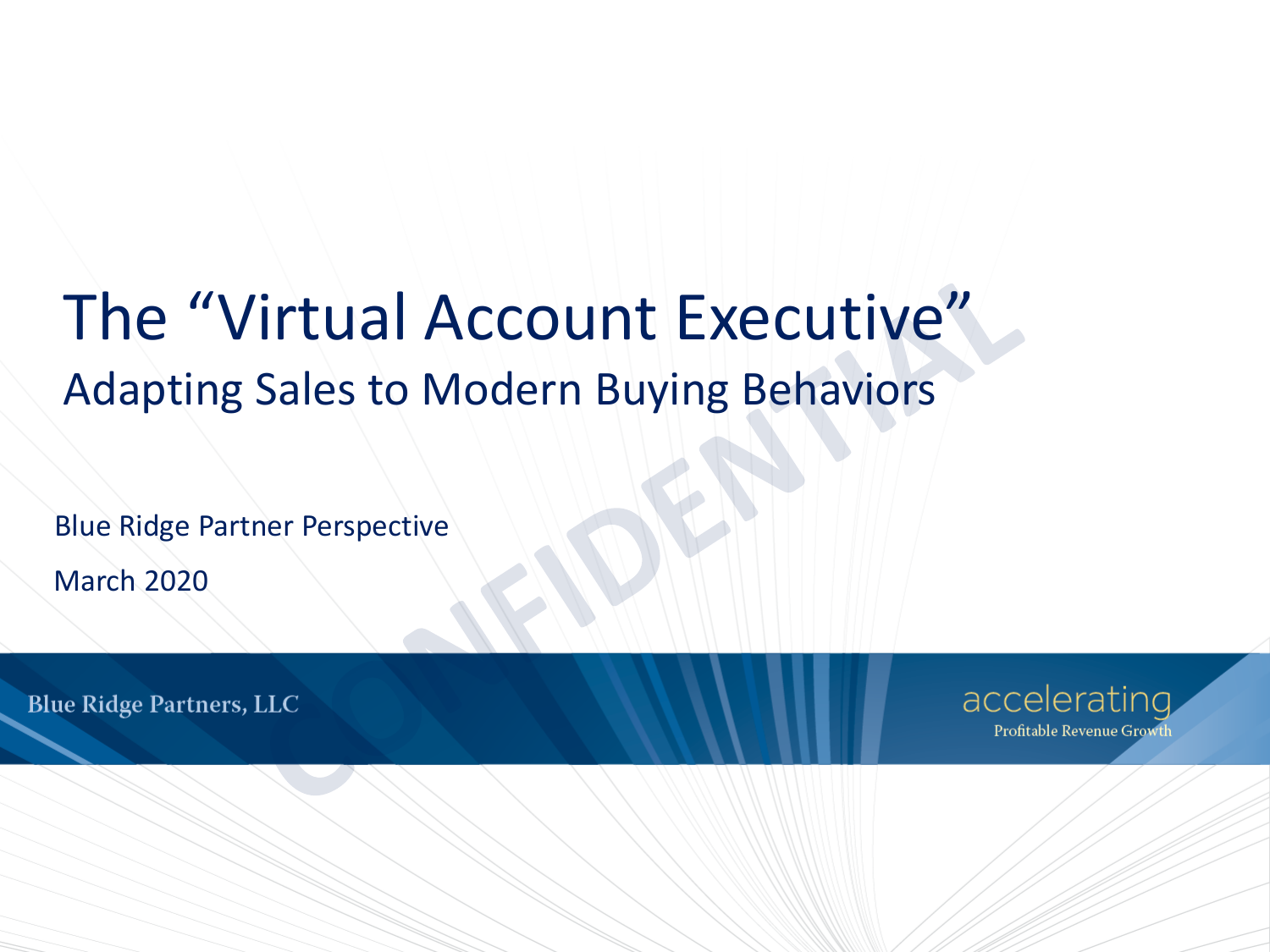# The "Virtual Account Executive"

## Adapting Sales to Modern Buying Behaviors

Blue Ridge Partner Perspective

March 2020

Blue Ridge Partners, LLC

accelerating

Profitable Revenue Growth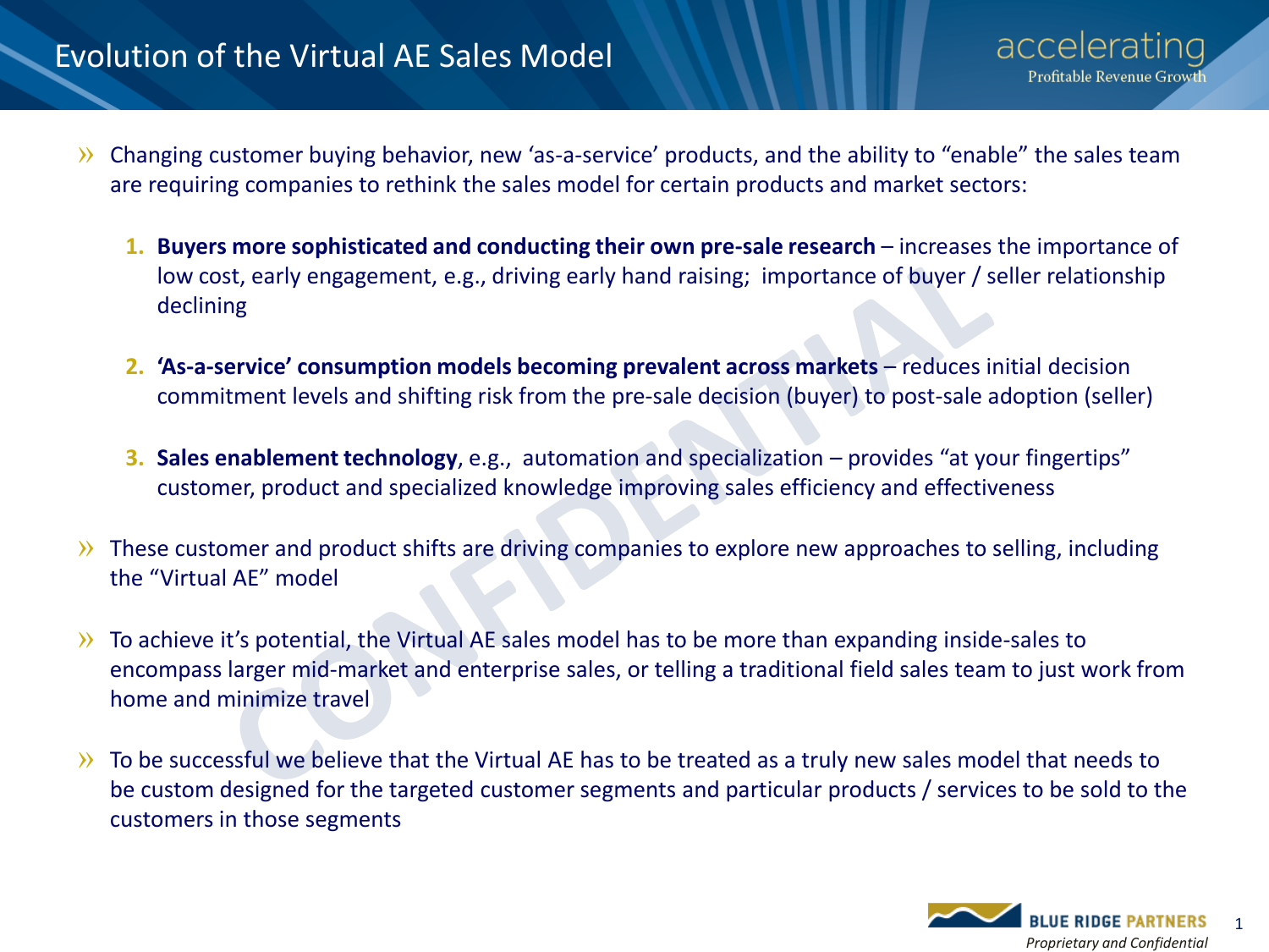# Evolution of the Virtual AE Sales Model

- Changing customer buying behavior, new 'as-a-service' products, and the ability to "enable" the sales team are requiring companies to rethink the sales model for certain products and market sectors:

  1. **Buyers more sophisticated and conducting their own pre-sale research** – increases the importance of low cost, early engagement, e.g., driving early hand raising;  importance of buyer / seller relationship declining

  2. **'As-a-service' consumption models becoming prevalent across markets** – reduces initial decision commitment levels and shifting risk from the pre-sale decision (buyer) to post-sale adoption (seller)

  3. **Sales enablement technology**, e.g.,  automation and specialization – provides "at your fingertips" customer, product and specialized knowledge improving sales efficiency and effectiveness

- These customer and product shifts are driving companies to explore new approaches to selling, including the "Virtual AE" model

- To achieve it's potential, the Virtual AE sales model has to be more than expanding inside-sales to encompass larger mid-market and enterprise sales, or telling a traditional field sales team to just work from home and minimize travel

- To be successful we believe that the Virtual AE has to be treated as a truly new sales model that needs to be custom designed for the targeted customer segments and particular products / services to be sold to the customers in those segments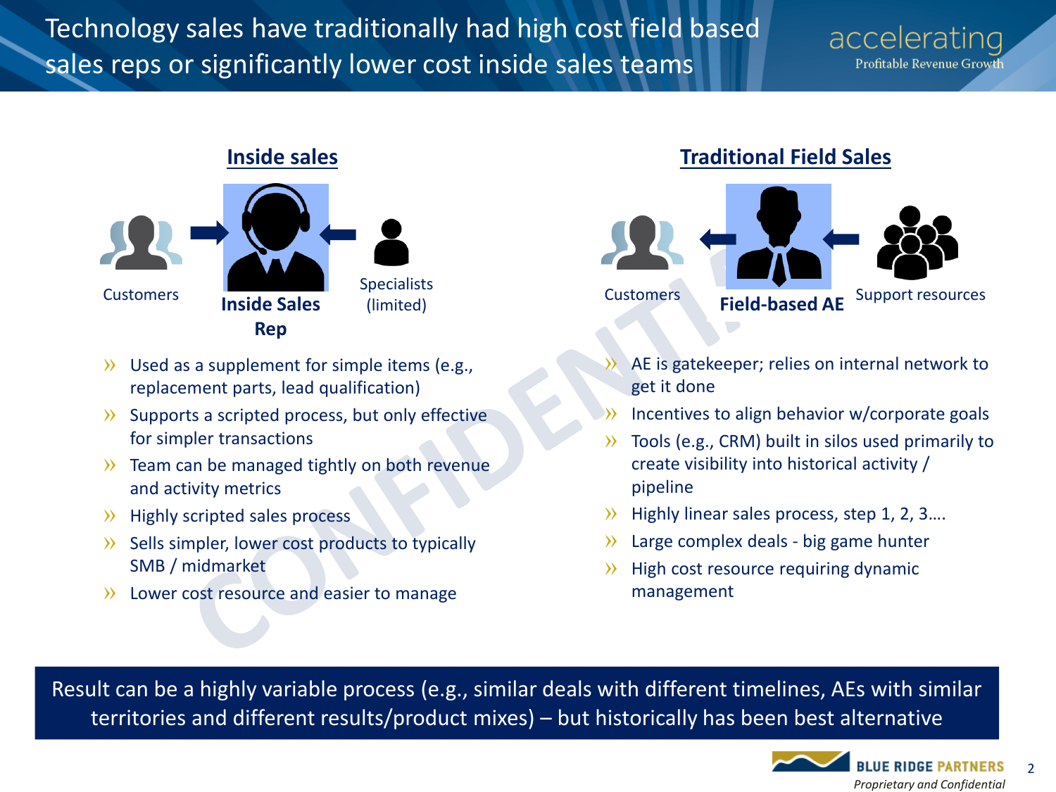# Technology sales have traditionally had high cost field based sales reps or significantly lower cost inside sales teams

## Inside sales

Customers → **Inside Sales Rep** ← Specialists (limited)

- Used as a supplement for simple items (e.g., replacement parts, lead qualification)
- Supports a scripted process, but only effective for simpler transactions
- Team can be managed tightly on both revenue and activity metrics
- Highly scripted sales process
- Sells simpler, lower cost products to typically SMB / midmarket
- Lower cost resource and easier to manage

## Traditional Field Sales

Customers ← **Field-based AE** ← Support resources

- AE is gatekeeper; relies on internal network to get it done
- Incentives to align behavior w/corporate goals
- Tools (e.g., CRM) built in silos used primarily to create visibility into historical activity / pipeline
- Highly linear sales process, step 1, 2, 3….
- Large complex deals - big game hunter
- High cost resource requiring dynamic management

Result can be a highly variable process (e.g., similar deals with different timelines, AEs with similar territories and different results/product mixes) – but historically has been best alternative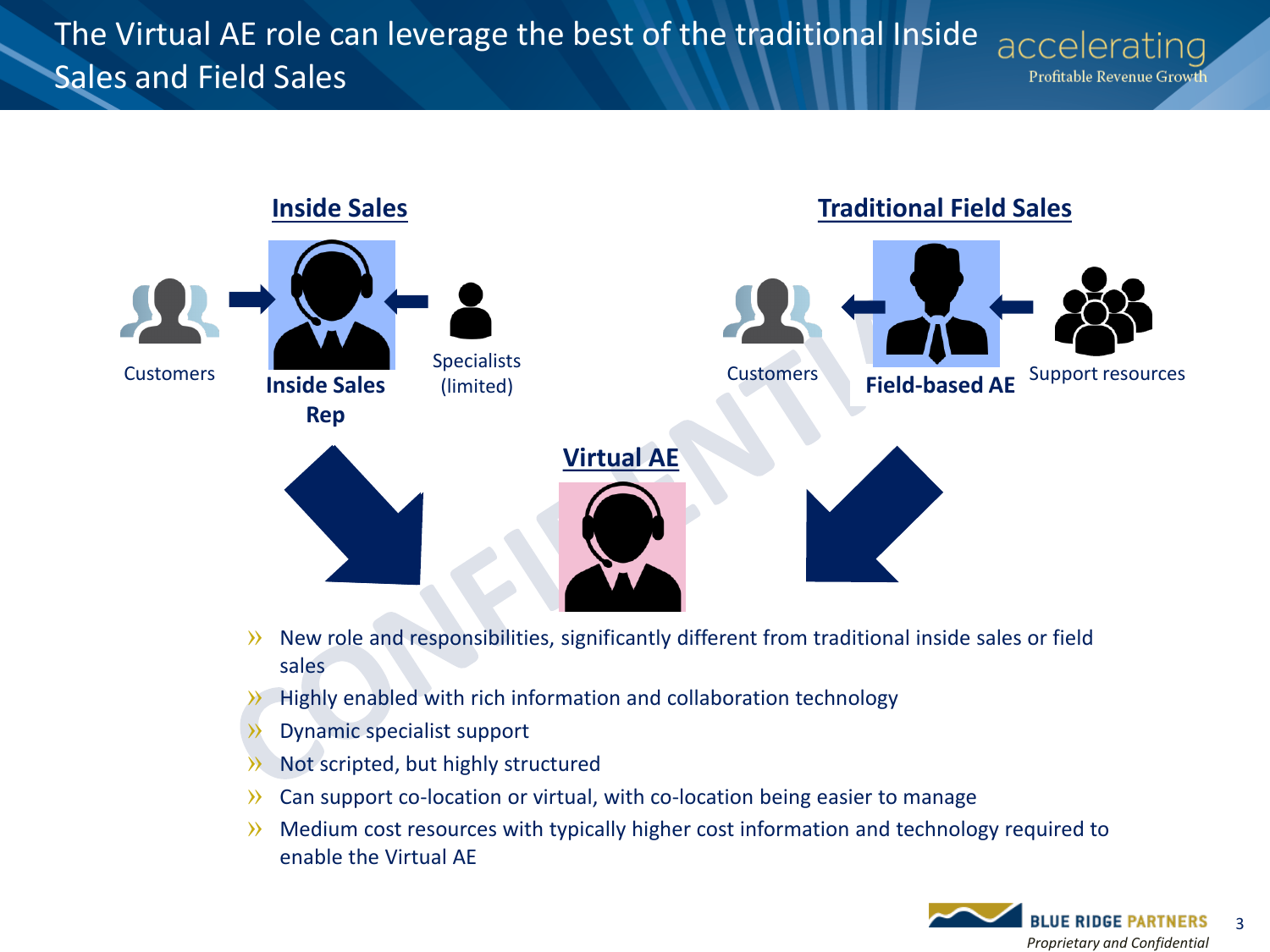# The Virtual AE role can leverage the best of the traditional Inside Sales and Field Sales

## Inside Sales

Customers

**Inside Sales Rep**

Specialists (limited)

## Traditional Field Sales

Customers

**Field-based AE**

Support resources

## Virtual AE

- New role and responsibilities, significantly different from traditional inside sales or field sales
- Highly enabled with rich information and collaboration technology
- Dynamic specialist support
- Not scripted, but highly structured
- Can support co-location or virtual, with co-location being easier to manage
- Medium cost resources with typically higher cost information and technology required to enable the Virtual AE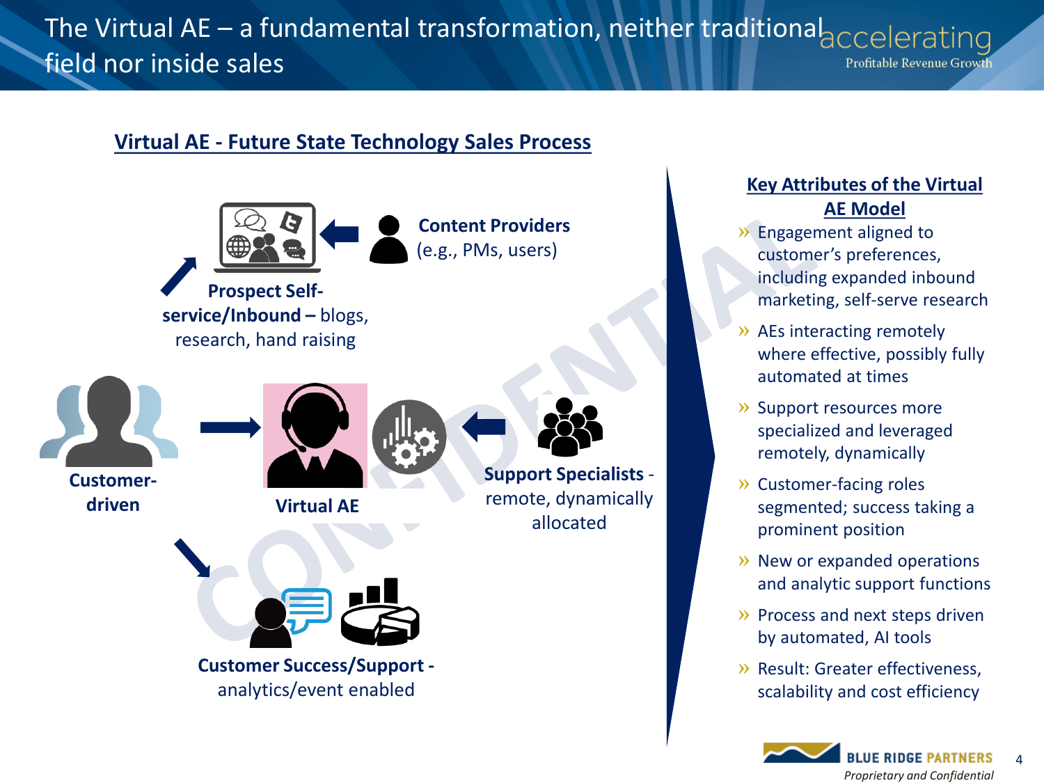# The Virtual AE – a fundamental transformation, neither traditional field nor inside sales

## Virtual AE - Future State Technology Sales Process

**Content Providers** (e.g., PMs, users)

**Prospect Self-service/Inbound –** blogs, research, hand raising

**Customer-driven**

**Virtual AE**

**Support Specialists** - remote, dynamically allocated

**Customer Success/Support -** analytics/event enabled

## Key Attributes of the Virtual AE Model

- Engagement aligned to customer's preferences, including expanded inbound marketing, self-serve research
- AEs interacting remotely where effective, possibly fully automated at times
- Support resources more specialized and leveraged remotely, dynamically
- Customer-facing roles segmented; success taking a prominent position
- New or expanded operations and analytic support functions
- Process and next steps driven by automated, AI tools
- Result: Greater effectiveness, scalability and cost efficiency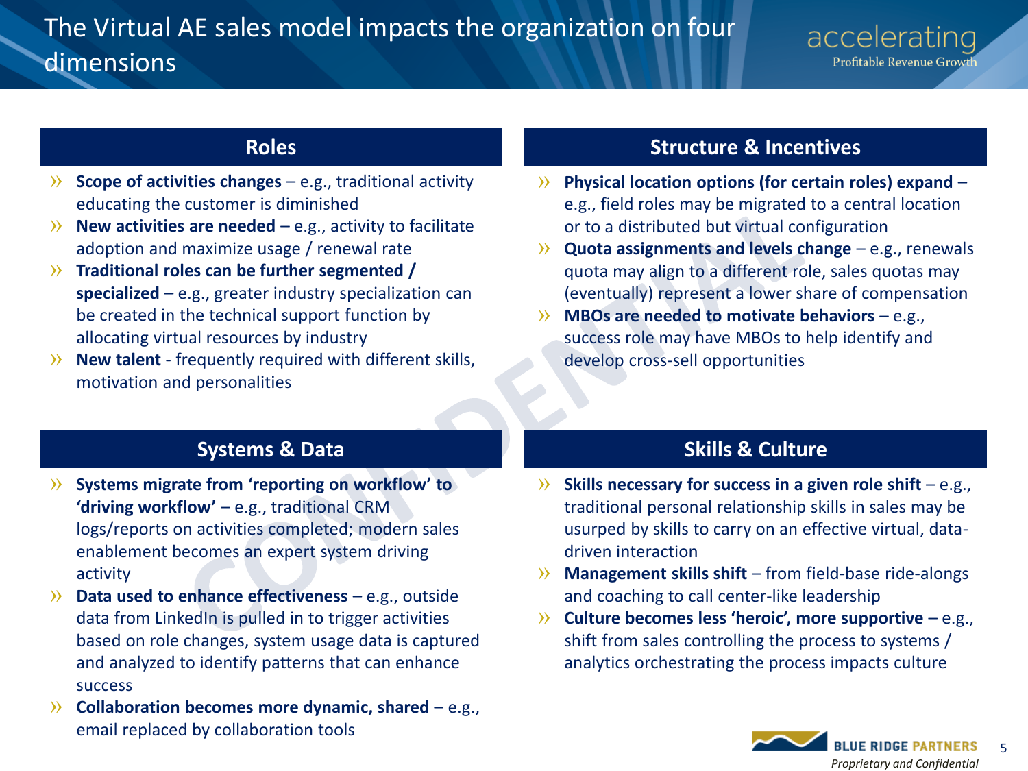# The Virtual AE sales model impacts the organization on four dimensions

## Roles

- **Scope of activities changes** – e.g., traditional activity educating the customer is diminished
- **New activities are needed** – e.g., activity to facilitate adoption and maximize usage / renewal rate
- **Traditional roles can be further segmented / specialized** – e.g., greater industry specialization can be created in the technical support function by allocating virtual resources by industry
- **New talent** - frequently required with different skills, motivation and personalities

## Structure & Incentives

- **Physical location options (for certain roles) expand** – e.g., field roles may be migrated to a central location or to a distributed but virtual configuration
- **Quota assignments and levels change** – e.g., renewals quota may align to a different role, sales quotas may (eventually) represent a lower share of compensation
- **MBOs are needed to motivate behaviors** – e.g., success role may have MBOs to help identify and develop cross-sell opportunities

## Systems & Data

- **Systems migrate from 'reporting on workflow' to 'driving workflow'** – e.g., traditional CRM logs/reports on activities completed; modern sales enablement becomes an expert system driving activity
- **Data used to enhance effectiveness** – e.g., outside data from LinkedIn is pulled in to trigger activities based on role changes, system usage data is captured and analyzed to identify patterns that can enhance success
- **Collaboration becomes more dynamic, shared** – e.g., email replaced by collaboration tools

## Skills & Culture

- **Skills necessary for success in a given role shift** – e.g., traditional personal relationship skills in sales may be usurped by skills to carry on an effective virtual, data-driven interaction
- **Management skills shift** – from field-base ride-alongs and coaching to call center-like leadership
- **Culture becomes less 'heroic', more supportive** – e.g., shift from sales controlling the process to systems / analytics orchestrating the process impacts culture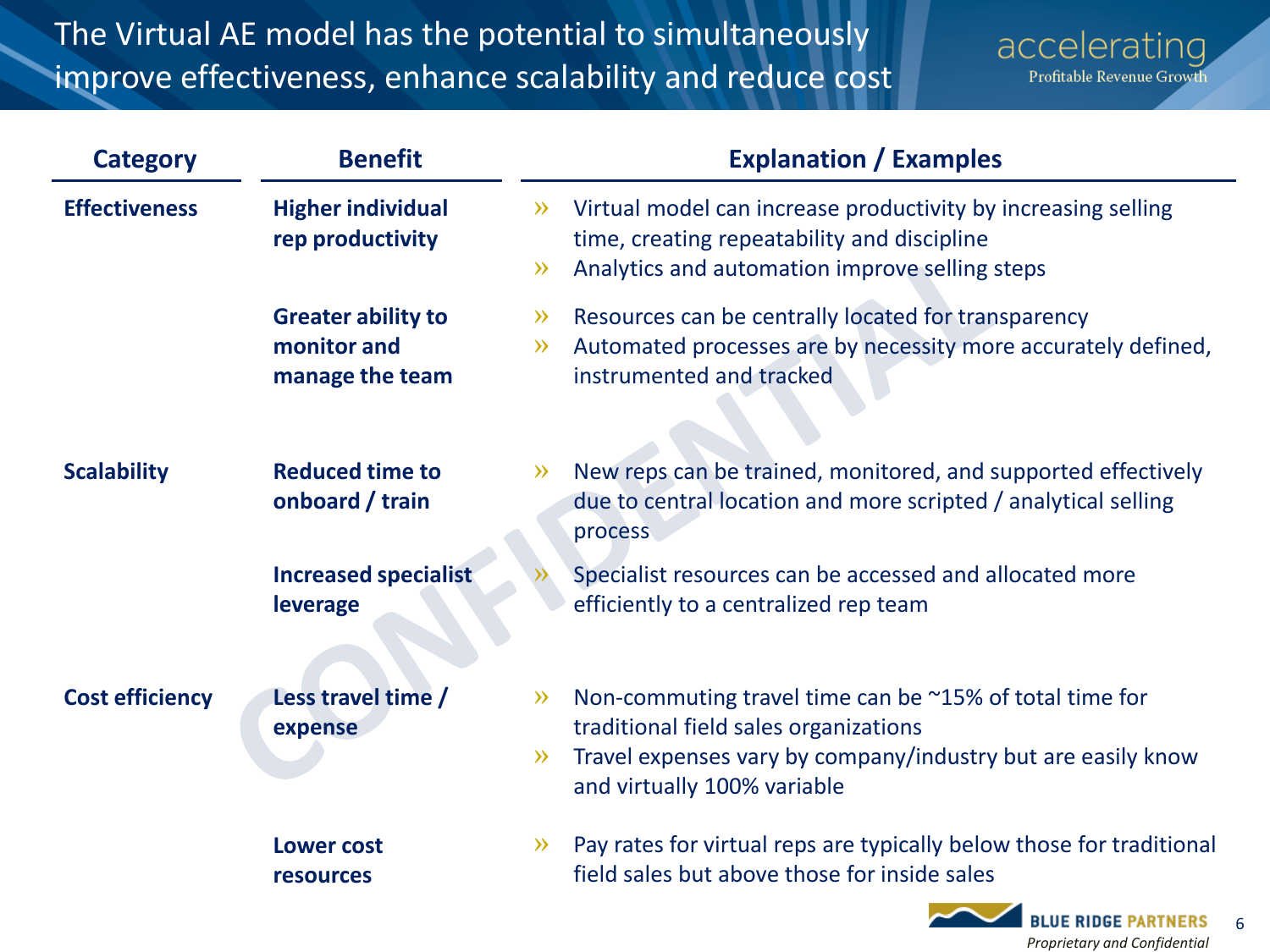# The Virtual AE model has the potential to simultaneously improve effectiveness, enhance scalability and reduce cost

| Category | Benefit | Explanation / Examples |
|---|---|---|
| **Effectiveness** | **Higher individual rep productivity** | » Virtual model can increase productivity by increasing selling time, creating repeatability and discipline<br>» Analytics and automation improve selling steps |
| | **Greater ability to monitor and manage the team** | » Resources can be centrally located for transparency<br>» Automated processes are by necessity more accurately defined, instrumented and tracked |
| **Scalability** | **Reduced time to onboard / train** | » New reps can be trained, monitored, and supported effectively due to central location and more scripted / analytical selling process |
| | **Increased specialist leverage** | » Specialist resources can be accessed and allocated more efficiently to a centralized rep team |
| **Cost efficiency** | **Less travel time / expense** | » Non-commuting travel time can be ~15% of total time for traditional field sales organizations<br>» Travel expenses vary by company/industry but are easily know and virtually 100% variable |
| | **Lower cost resources** | » Pay rates for virtual reps are typically below those for traditional field sales but above those for inside sales |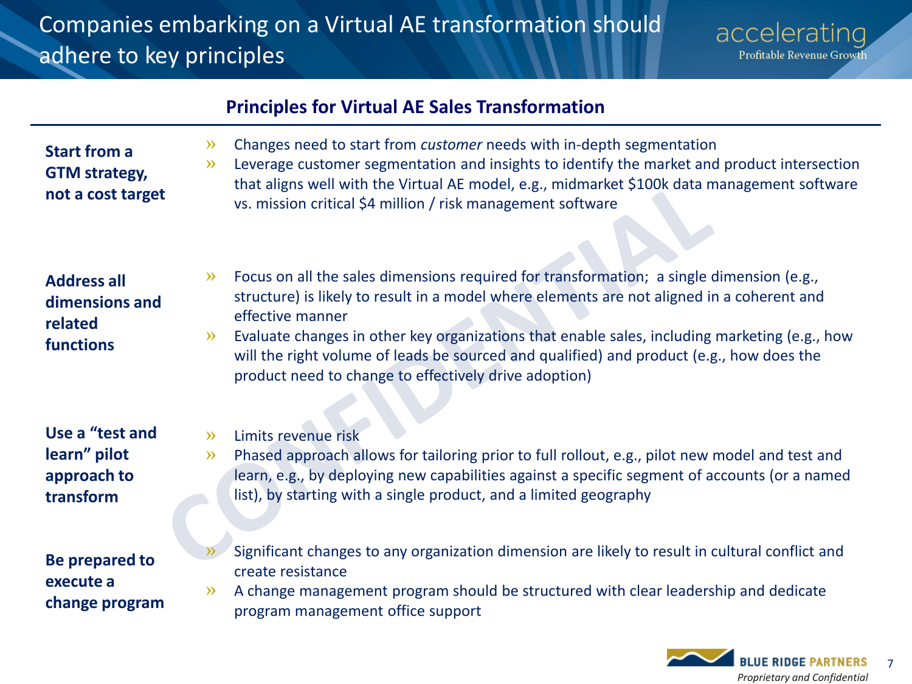# Companies embarking on a Virtual AE transformation should adhere to key principles

## Principles for Virtual AE Sales Transformation

| | |
|---|---|
| **Start from a GTM strategy, not a cost target** | » Changes need to start from *customer* needs with in-depth segmentation<br>» Leverage customer segmentation and insights to identify the market and product intersection that aligns well with the Virtual AE model, e.g., midmarket $100k data management software vs. mission critical $4 million / risk management software |
| **Address all dimensions and related functions** | » Focus on all the sales dimensions required for transformation; a single dimension (e.g., structure) is likely to result in a model where elements are not aligned in a coherent and effective manner<br>» Evaluate changes in other key organizations that enable sales, including marketing (e.g., how will the right volume of leads be sourced and qualified) and product (e.g., how does the product need to change to effectively drive adoption) |
| **Use a "test and learn" pilot approach to transform** | » Limits revenue risk<br>» Phased approach allows for tailoring prior to full rollout, e.g., pilot new model and test and learn, e.g., by deploying new capabilities against a specific segment of accounts (or a named list), by starting with a single product, and a limited geography |
| **Be prepared to execute a change program** | » Significant changes to any organization dimension are likely to result in cultural conflict and create resistance<br>» A change management program should be structured with clear leadership and dedicate program management office support |